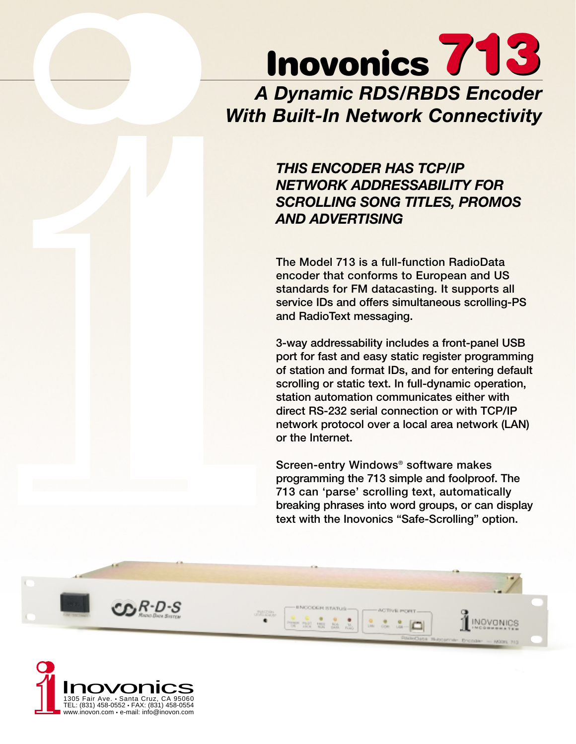# Inovonics 713

## A Dynamic RDS/RBDS Encoder With Built-In Network Connectivity

### *THIS ENCODER HAS TCP/IP NETWORK ADDRESSABILITY FOR SCROLLING SONG TITLES, PROMOS AND ADVERTISING*

The Model 713 is a full-function RadioData encoder that conforms to European and US standards for FM datacasting. It supports all service IDs and offers simultaneous scrolling-PS and RadioText messaging.

3-way addressability includes a front-panel USB port for fast and easy static register programming of station and format IDs, and for entering default scrolling or static text. In full-dynamic operation, station automation communicates either with direct RS-232 serial connection or with TCP/IP network protocol over a local area network (LAN) or the Internet.

Screen-entry Windows® software makes programming the 713 simple and foolproof. The 713 can 'parse' scrolling text, automatically breaking phrases into word groups, or can display text with the Inovonics "Safe-Scrolling" option.

Inovonics
1305 Fair Ave. • Santa Cruz, CA 95060
TEL: (831) 458-0552 • FAX: (831) 458-0554
www.inovon.com • e-mail: info@inovon.com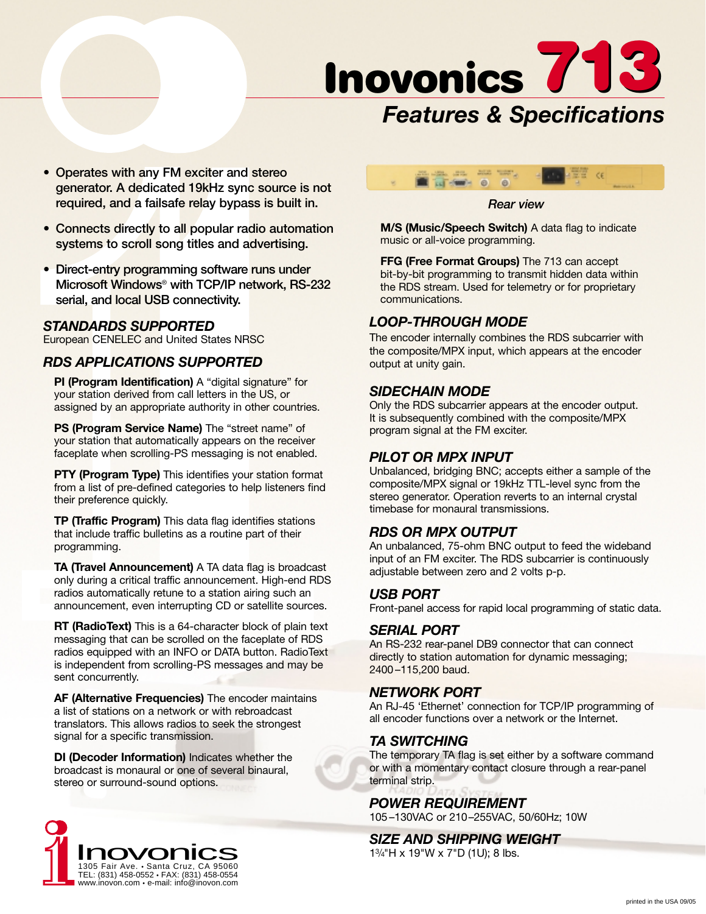# Inovonics 713

## *Features & Specifications*

- Operates with any FM exciter and stereo generator. A dedicated 19kHz sync source is not required, and a failsafe relay bypass is built in.
- Connects directly to all popular radio automation systems to scroll song titles and advertising.
- Direct-entry programming software runs under Microsoft Windows® with TCP/IP network, RS-232 serial, and local USB connectivity.

### *STANDARDS SUPPORTED*

European CENELEC and United States NRSC

### *RDS APPLICATIONS SUPPORTED*

**PI (Program Identification)** A "digital signature" for your station derived from call letters in the US, or assigned by an appropriate authority in other countries.

**PS (Program Service Name)** The "street name" of your station that automatically appears on the receiver faceplate when scrolling-PS messaging is not enabled.

**PTY (Program Type)** This identifies your station format from a list of pre-defined categories to help listeners find their preference quickly.

**TP (Traffic Program)** This data flag identifies stations that include traffic bulletins as a routine part of their programming.

**TA (Travel Announcement)** A TA data flag is broadcast only during a critical traffic announcement. High-end RDS radios automatically retune to a station airing such an announcement, even interrupting CD or satellite sources.

**RT (RadioText)** This is a 64-character block of plain text messaging that can be scrolled on the faceplate of RDS radios equipped with an INFO or DATA button. RadioText is independent from scrolling-PS messages and may be sent concurrently.

**AF (Alternative Frequencies)** The encoder maintains a list of stations on a network or with rebroadcast translators. This allows radios to seek the strongest signal for a specific transmission.

**DI (Decoder Information)** Indicates whether the broadcast is monaural or one of several binaural, stereo or surround-sound options.

*Rear view*

**M/S (Music/Speech Switch)** A data flag to indicate music or all-voice programming.

**FFG (Free Format Groups)** The 713 can accept bit-by-bit programming to transmit hidden data within the RDS stream. Used for telemetry or for proprietary communications.

### *LOOP-THROUGH MODE*

The encoder internally combines the RDS subcarrier with the composite/MPX input, which appears at the encoder output at unity gain.

### *SIDECHAIN MODE*

Only the RDS subcarrier appears at the encoder output. It is subsequently combined with the composite/MPX program signal at the FM exciter.

### *PILOT OR MPX INPUT*

Unbalanced, bridging BNC; accepts either a sample of the composite/MPX signal or 19kHz TTL-level sync from the stereo generator. Operation reverts to an internal crystal timebase for monaural transmissions.

### *RDS OR MPX OUTPUT*

An unbalanced, 75-ohm BNC output to feed the wideband input of an FM exciter. The RDS subcarrier is continuously adjustable between zero and 2 volts p-p.

### *USB PORT*

Front-panel access for rapid local programming of static data.

### *SERIAL PORT*

An RS-232 rear-panel DB9 connector that can connect directly to station automation for dynamic messaging; 2400–115,200 baud.

### *NETWORK PORT*

An RJ-45 'Ethernet' connection for TCP/IP programming of all encoder functions over a network or the Internet.

### *TA SWITCHING*

The temporary TA flag is set either by a software command or with a momentary contact closure through a rear-panel terminal strip.

### *POWER REQUIREMENT*

105–130VAC or 210–255VAC, 50/60Hz; 10W

### *SIZE AND SHIPPING WEIGHT*

1¾"H x 19"W x 7"D (1U); 8 lbs.

Inovonics
1305 Fair Ave. • Santa Cruz, CA 95060
TEL: (831) 458-0552 • FAX: (831) 458-0554
www.inovon.com • e-mail: info@inovon.com

printed in the USA 09/05